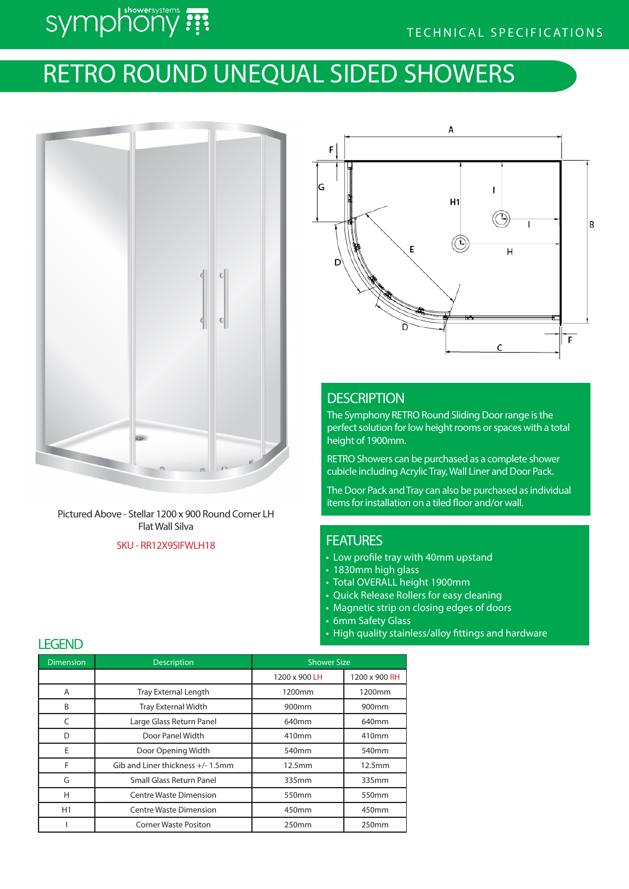TECHNICAL SPECIFICATIONS

# RETRO ROUND UNEQUAL SIDED SHOWERS

Pictured Above - Stellar 1200 x 900 Round Corner LH Flat Wall Silva

SKU - RR12X9SIFWLH18

## DESCRIPTION

The Symphony RETRO Round Sliding Door range is the perfect solution for low height rooms or spaces with a total height of 1900mm.

RETRO Showers can be purchased as a complete shower cubicle including Acrylic Tray, Wall Liner and Door Pack.

The Door Pack and Tray can also be purchased as individual items for installation on a tiled floor and/or wall.

## FEATURES

- Low profile tray with 40mm upstand
- 1830mm high glass
- Total OVERALL height 1900mm
- Quick Release Rollers for easy cleaning
- Magnetic strip on closing edges of doors
- 6mm Safety Glass
- High quality stainless/alloy fittings and hardware

## LEGEND

| Dimension | Description | Shower Size | |
|---|---|---|---|
| | | 1200 x 900 LH | 1200 x 900 RH |
| A | Tray External Length | 1200mm | 1200mm |
| B | Tray External Width | 900mm | 900mm |
| C | Large Glass Return Panel | 640mm | 640mm |
| D | Door Panel Width | 410mm | 410mm |
| E | Door Opening Width | 540mm | 540mm |
| F | Gib and Liner thickness +/- 1.5mm | 12.5mm | 12.5mm |
| G | Small Glass Return Panel | 335mm | 335mm |
| H | Centre Waste Dimension | 550mm | 550mm |
| H1 | Centre Waste Dimension | 450mm | 450mm |
| I | Corner Waste Positon | 250mm | 250mm |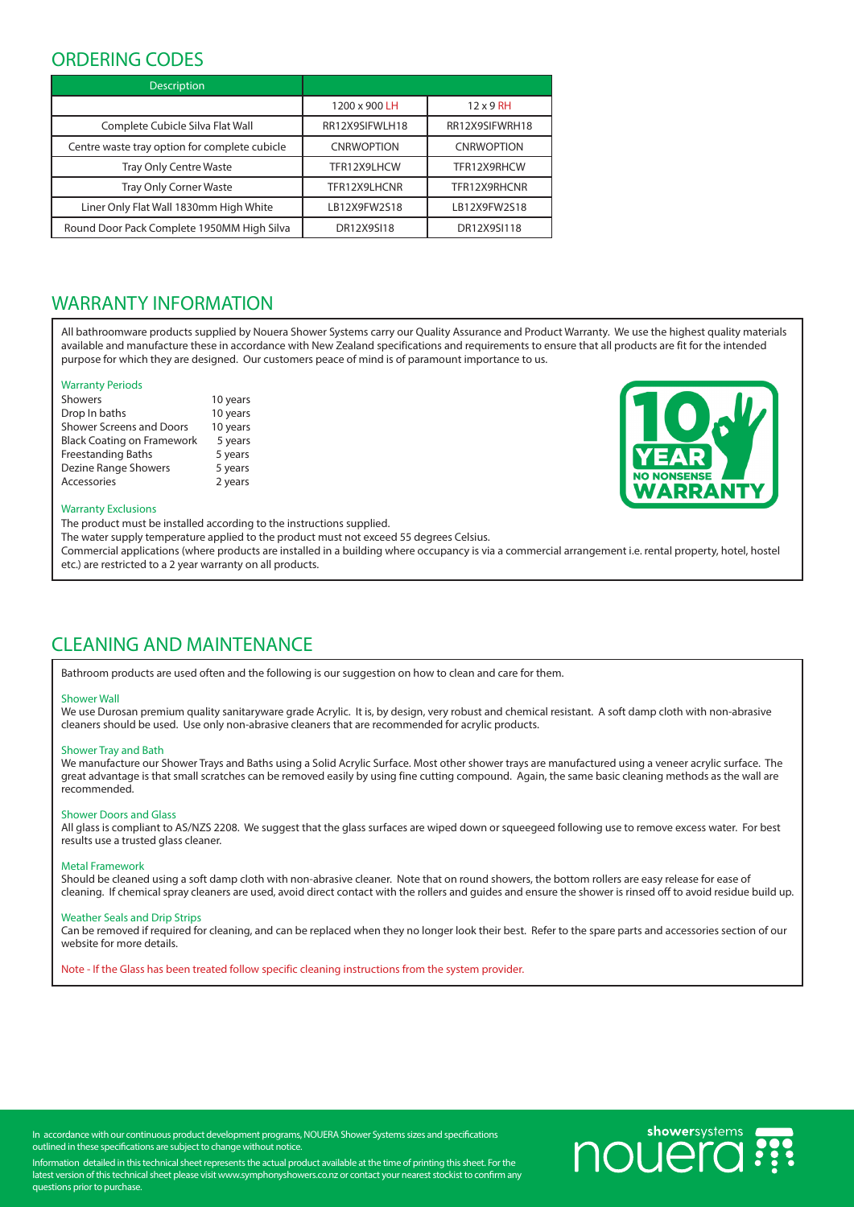## ORDERING CODES

| Description | | |
|---|---|---|
| | 1200 x 900 LH | 12 x 9 RH |
| Complete Cubicle Silva Flat Wall | RR12X9SIFWLH18 | RR12X9SIFWRH18 |
| Centre waste tray option for complete cubicle | CNRWOPTION | CNRWOPTION |
| Tray Only Centre Waste | TFR12X9LHCW | TFR12X9RHCW |
| Tray Only Corner Waste | TFR12X9LHCNR | TFR12X9RHCNR |
| Liner Only Flat Wall 1830mm High White | LB12X9FW2S18 | LB12X9FW2S18 |
| Round Door Pack Complete 1950MM High Silva | DR12X9SI18 | DR12X9SI118 |

## WARRANTY INFORMATION

All bathroomware products supplied by Nouera Shower Systems carry our Quality Assurance and Product Warranty. We use the highest quality materials available and manufacture these in accordance with New Zealand specifications and requirements to ensure that all products are fit for the intended purpose for which they are designed. Our customers peace of mind is of paramount importance to us.

### Warranty Periods

| | |
|---|---|
| Showers | 10 years |
| Drop In baths | 10 years |
| Shower Screens and Doors | 10 years |
| Black Coating on Framework | 5 years |
| Freestanding Baths | 5 years |
| Dezine Range Showers | 5 years |
| Accessories | 2 years |

10 YEAR NO NONSENSE WARRANTY

### Warranty Exclusions

The product must be installed according to the instructions supplied.
The water supply temperature applied to the product must not exceed 55 degrees Celsius.
Commercial applications (where products are installed in a building where occupancy is via a commercial arrangement i.e. rental property, hotel, hostel etc.) are restricted to a 2 year warranty on all products.

## CLEANING AND MAINTENANCE

Bathroom products are used often and the following is our suggestion on how to clean and care for them.

### Shower Wall

We use Durosan premium quality sanitaryware grade Acrylic. It is, by design, very robust and chemical resistant. A soft damp cloth with non-abrasive cleaners should be used. Use only non-abrasive cleaners that are recommended for acrylic products.

### Shower Tray and Bath

We manufacture our Shower Trays and Baths using a Solid Acrylic Surface. Most other shower trays are manufactured using a veneer acrylic surface. The great advantage is that small scratches can be removed easily by using fine cutting compound. Again, the same basic cleaning methods as the wall are recommended.

### Shower Doors and Glass

All glass is compliant to AS/NZS 2208. We suggest that the glass surfaces are wiped down or squeegeed following use to remove excess water. For best results use a trusted glass cleaner.

### Metal Framework

Should be cleaned using a soft damp cloth with non-abrasive cleaner. Note that on round showers, the bottom rollers are easy release for ease of cleaning. If chemical spray cleaners are used, avoid direct contact with the rollers and guides and ensure the shower is rinsed off to avoid residue build up.

### Weather Seals and Drip Strips

Can be removed if required for cleaning, and can be replaced when they no longer look their best. Refer to the spare parts and accessories section of our website for more details.

Note - If the Glass has been treated follow specific cleaning instructions from the system provider.

In accordance with our continuous product development programs, NOUERA Shower Systems sizes and specifications outlined in these specifications are subject to change without notice.

Information detailed in this technical sheet represents the actual product available at the time of printing this sheet. For the latest version of this technical sheet please visit www.symphonyshowers.co.nz or contact your nearest stockist to confirm any questions prior to purchase.

showersystems nouera